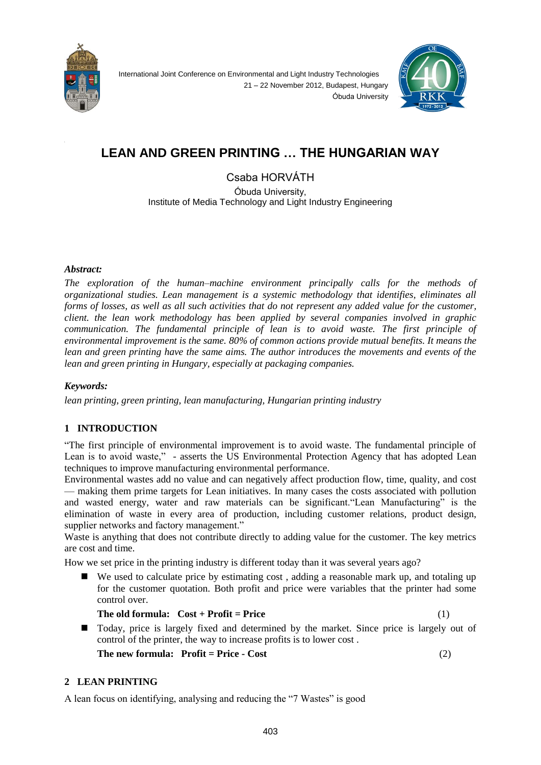International Joint Conference on Environmental and Light Industry Technologies
21 – 22 November 2012, Budapest, Hungary
Óbuda University

# LEAN AND GREEN PRINTING … THE HUNGARIAN WAY

Csaba HORVÁTH

Óbuda University,
Institute of Media Technology and Light Industry Engineering

***Abstract:***

*The exploration of the human–machine environment principally calls for the methods of organizational studies. Lean management is a systemic methodology that identifies, eliminates all forms of losses, as well as all such activities that do not represent any added value for the customer, client. the lean work methodology has been applied by several companies involved in graphic communication. The fundamental principle of lean is to avoid waste. The first principle of environmental improvement is the same. 80% of common actions provide mutual benefits. It means the lean and green printing have the same aims. The author introduces the movements and events of the lean and green printing in Hungary, especially at packaging companies.*

***Keywords:***

*lean printing, green printing, lean manufacturing, Hungarian printing industry*

## 1 INTRODUCTION

"The first principle of environmental improvement is to avoid waste. The fundamental principle of Lean is to avoid waste," - asserts the US Environmental Protection Agency that has adopted Lean techniques to improve manufacturing environmental performance.

Environmental wastes add no value and can negatively affect production flow, time, quality, and cost — making them prime targets for Lean initiatives. In many cases the costs associated with pollution and wasted energy, water and raw materials can be significant."Lean Manufacturing" is the elimination of waste in every area of production, including customer relations, product design, supplier networks and factory management."

Waste is anything that does not contribute directly to adding value for the customer. The key metrics are cost and time.

How we set price in the printing industry is different today than it was several years ago?

- We used to calculate price by estimating cost , adding a reasonable mark up, and totaling up for the customer quotation. Both profit and price were variables that the printer had some control over.

  **The old formula: Cost + Profit = Price** (1)

- Today, price is largely fixed and determined by the market. Since price is largely out of control of the printer, the way to increase profits is to lower cost .

  **The new formula: Profit = Price - Cost** (2)

## 2 LEAN PRINTING

A lean focus on identifying, analysing and reducing the "7 Wastes" is good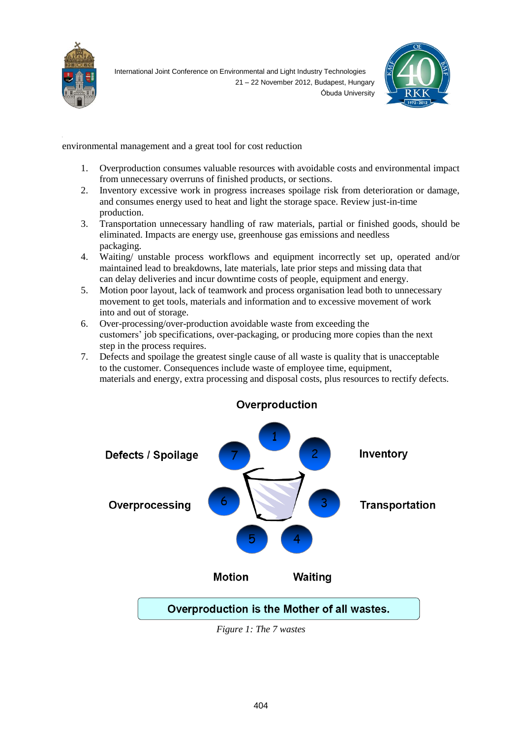environmental management and a great tool for cost reduction

1. Overproduction consumes valuable resources with avoidable costs and environmental impact from unnecessary overruns of finished products, or sections.
2. Inventory excessive work in progress increases spoilage risk from deterioration or damage, and consumes energy used to heat and light the storage space. Review just-in-time production.
3. Transportation unnecessary handling of raw materials, partial or finished goods, should be eliminated. Impacts are energy use, greenhouse gas emissions and needless packaging.
4. Waiting/ unstable process workflows and equipment incorrectly set up, operated and/or maintained lead to breakdowns, late materials, late prior steps and missing data that can delay deliveries and incur downtime costs of people, equipment and energy.
5. Motion poor layout, lack of teamwork and process organisation lead both to unnecessary movement to get tools, materials and information and to excessive movement of work into and out of storage.
6. Over-processing/over-production avoidable waste from exceeding the customers' job specifications, over-packaging, or producing more copies than the next step in the process requires.
7. Defects and spoilage the greatest single cause of all waste is quality that is unacceptable to the customer. Consequences include waste of employee time, equipment, materials and energy, extra processing and disposal costs, plus resources to rectify defects.

Overproduction

1 – Overproduction; 2 – Inventory; 3 – Transportation; 4 – Waiting; 5 – Motion; 6 – Overprocessing; 7 – Defects / Spoilage

Overproduction is the Mother of all wastes.

*Figure 1: The 7 wastes*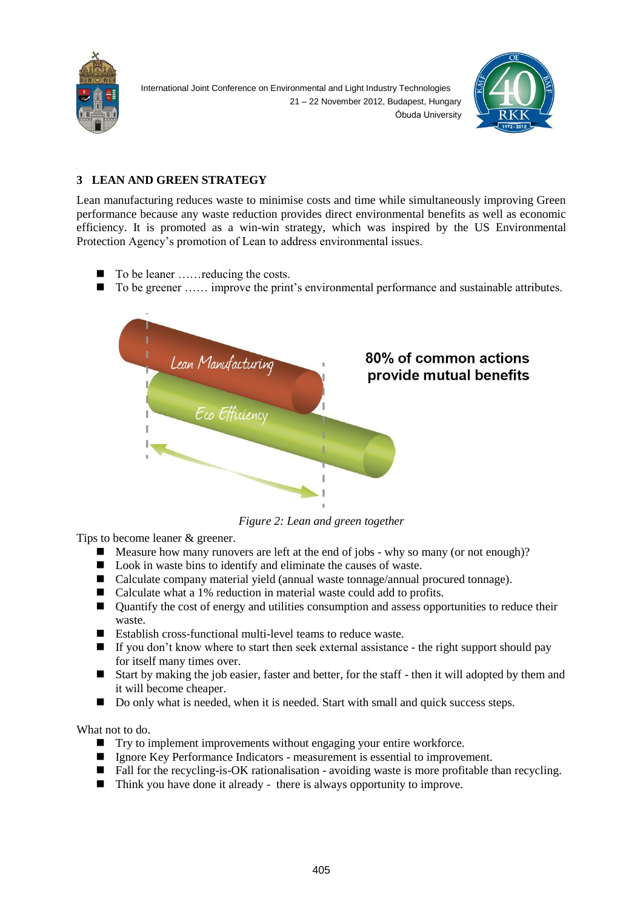## 3 LEAN AND GREEN STRATEGY

Lean manufacturing reduces waste to minimise costs and time while simultaneously improving Green performance because any waste reduction provides direct environmental benefits as well as economic efficiency. It is promoted as a win-win strategy, which was inspired by the US Environmental Protection Agency's promotion of Lean to address environmental issues.

- To be leaner ……reducing the costs.
- To be greener …… improve the print's environmental performance and sustainable attributes.

*Figure 2: Lean and green together*

Tips to become leaner & greener.

- Measure how many runovers are left at the end of jobs - why so many (or not enough)?
- Look in waste bins to identify and eliminate the causes of waste.
- Calculate company material yield (annual waste tonnage/annual procured tonnage).
- Calculate what a 1% reduction in material waste could add to profits.
- Quantify the cost of energy and utilities consumption and assess opportunities to reduce their waste.
- Establish cross-functional multi-level teams to reduce waste.
- If you don't know where to start then seek external assistance - the right support should pay for itself many times over.
- Start by making the job easier, faster and better, for the staff - then it will adopted by them and it will become cheaper.
- Do only what is needed, when it is needed. Start with small and quick success steps.

What not to do.

- Try to implement improvements without engaging your entire workforce.
- Ignore Key Performance Indicators - measurement is essential to improvement.
- Fall for the recycling-is-OK rationalisation - avoiding waste is more profitable than recycling.
- Think you have done it already - there is always opportunity to improve.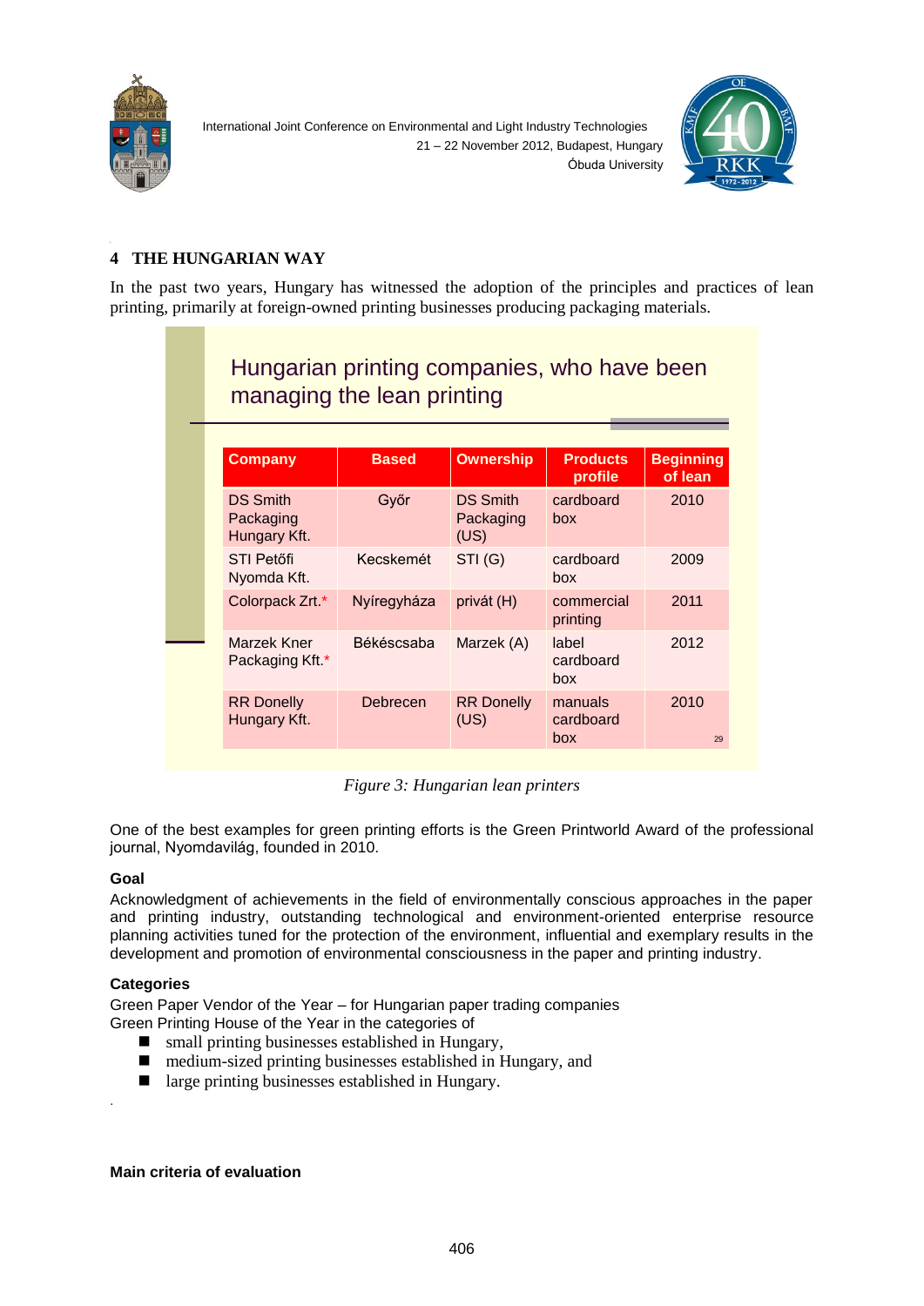## 4 THE HUNGARIAN WAY

In the past two years, Hungary has witnessed the adoption of the principles and practices of lean printing, primarily at foreign-owned printing businesses producing packaging materials.

Hungarian printing companies, who have been managing the lean printing

| Company | Based | Ownership | Products profile | Beginning of lean |
|---|---|---|---|---|
| DS Smith Packaging Hungary Kft. | Győr | DS Smith Packaging (US) | cardboard box | 2010 |
| STI Petőfi Nyomda Kft. | Kecskemét | STI (G) | cardboard box | 2009 |
| Colorpack Zrt.* | Nyíregyháza | privát (H) | commercial printing | 2011 |
| Marzek Kner Packaging Kft.* | Békéscsaba | Marzek (A) | label cardboard box | 2012 |
| RR Donelly Hungary Kft. | Debrecen | RR Donelly (US) | manuals cardboard box | 2010 |

29

*Figure 3: Hungarian lean printers*

One of the best examples for green printing efforts is the Green Printworld Award of the professional journal, Nyomdavilág, founded in 2010.

**Goal**

Acknowledgment of achievements in the field of environmentally conscious approaches in the paper and printing industry, outstanding technological and environment-oriented enterprise resource planning activities tuned for the protection of the environment, influential and exemplary results in the development and promotion of environmental consciousness in the paper and printing industry.

**Categories**

Green Paper Vendor of the Year – for Hungarian paper trading companies
Green Printing House of the Year in the categories of

- small printing businesses established in Hungary,
- medium-sized printing businesses established in Hungary, and
- large printing businesses established in Hungary.

**Main criteria of evaluation**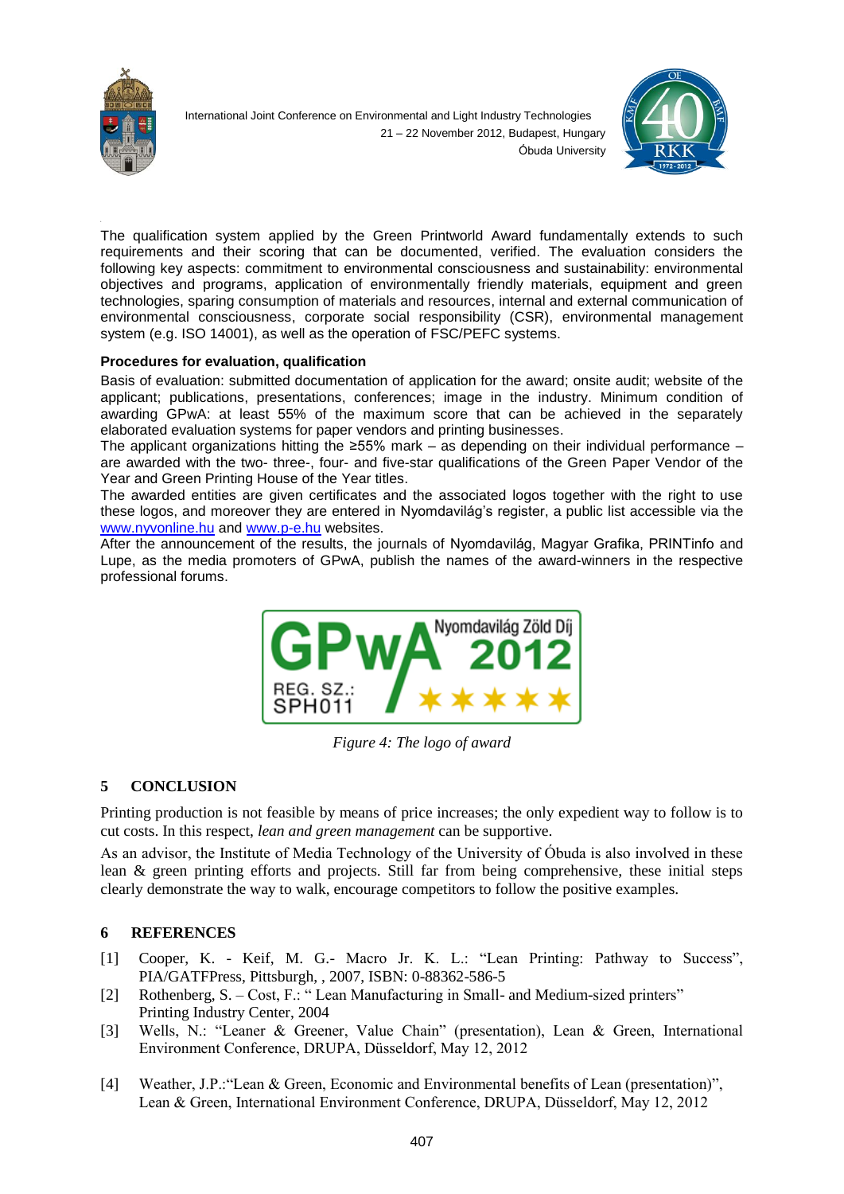The qualification system applied by the Green Printworld Award fundamentally extends to such requirements and their scoring that can be documented, verified. The evaluation considers the following key aspects: commitment to environmental consciousness and sustainability: environmental objectives and programs, application of environmentally friendly materials, equipment and green technologies, sparing consumption of materials and resources, internal and external communication of environmental consciousness, corporate social responsibility (CSR), environmental management system (e.g. ISO 14001), as well as the operation of FSC/PEFC systems.

**Procedures for evaluation, qualification**

Basis of evaluation: submitted documentation of application for the award; onsite audit; website of the applicant; publications, presentations, conferences; image in the industry. Minimum condition of awarding GPwA: at least 55% of the maximum score that can be achieved in the separately elaborated evaluation systems for paper vendors and printing businesses.

The applicant organizations hitting the ≥55% mark – as depending on their individual performance – are awarded with the two- three-, four- and five-star qualifications of the Green Paper Vendor of the Year and Green Printing House of the Year titles.

The awarded entities are given certificates and the associated logos together with the right to use these logos, and moreover they are entered in Nyomdavilág's register, a public list accessible via the www.nyvonline.hu and www.p-e.hu websites.

After the announcement of the results, the journals of Nyomdavilág, Magyar Grafika, PRINTinfo and Lupe, as the media promoters of GPwA, publish the names of the award-winners in the respective professional forums.

*Figure 4: The logo of award*

## 5 CONCLUSION

Printing production is not feasible by means of price increases; the only expedient way to follow is to cut costs. In this respect, *lean and green management* can be supportive.

As an advisor, the Institute of Media Technology of the University of Óbuda is also involved in these lean & green printing efforts and projects. Still far from being comprehensive, these initial steps clearly demonstrate the way to walk, encourage competitors to follow the positive examples.

## 6 REFERENCES

[1] Cooper, K. - Keif, M. G.- Macro Jr. K. L.: "Lean Printing: Pathway to Success", PIA/GATFPress, Pittsburgh, , 2007, ISBN: 0-88362-586-5

[2] Rothenberg, S. – Cost, F.: " Lean Manufacturing in Small- and Medium-sized printers" Printing Industry Center, 2004

[3] Wells, N.: "Leaner & Greener, Value Chain" (presentation), Lean & Green, International Environment Conference, DRUPA, Düsseldorf, May 12, 2012

[4] Weather, J.P.:"Lean & Green, Economic and Environmental benefits of Lean (presentation)", Lean & Green, International Environment Conference, DRUPA, Düsseldorf, May 12, 2012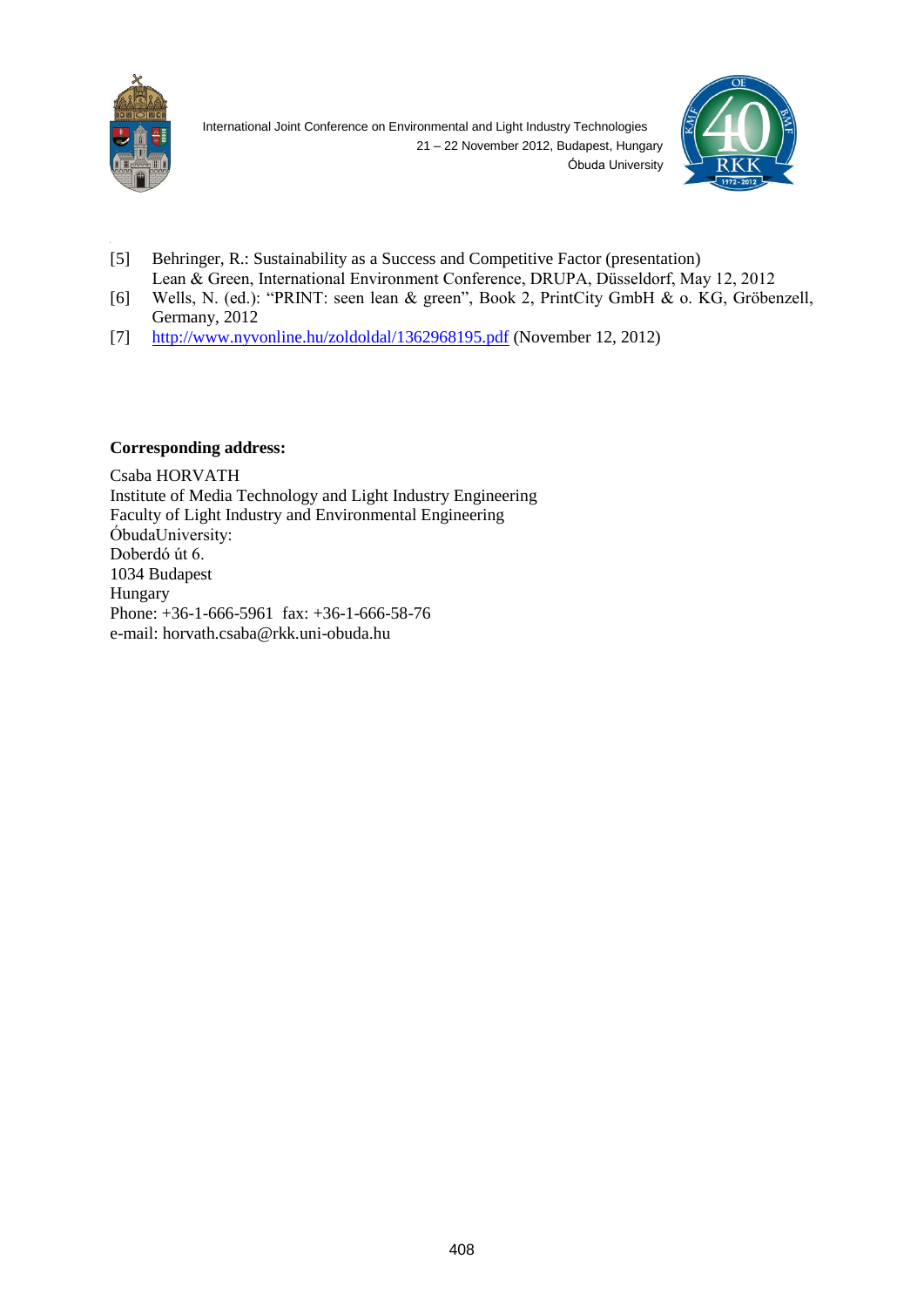[5] Behringer, R.: Sustainability as a Success and Competitive Factor (presentation) Lean & Green, International Environment Conference, DRUPA, Düsseldorf, May 12, 2012

[6] Wells, N. (ed.): "PRINT: seen lean & green", Book 2, PrintCity GmbH & o. KG, Gröbenzell, Germany, 2012

[7] http://www.nyvonline.hu/zoldoldal/1362968195.pdf (November 12, 2012)

**Corresponding address:**

Csaba HORVATH
Institute of Media Technology and Light Industry Engineering
Faculty of Light Industry and Environmental Engineering
ÓbudaUniversity:
Doberdó út 6.
1034 Budapest
Hungary
Phone: +36-1-666-5961 fax: +36-1-666-58-76
e-mail: horvath.csaba@rkk.uni-obuda.hu